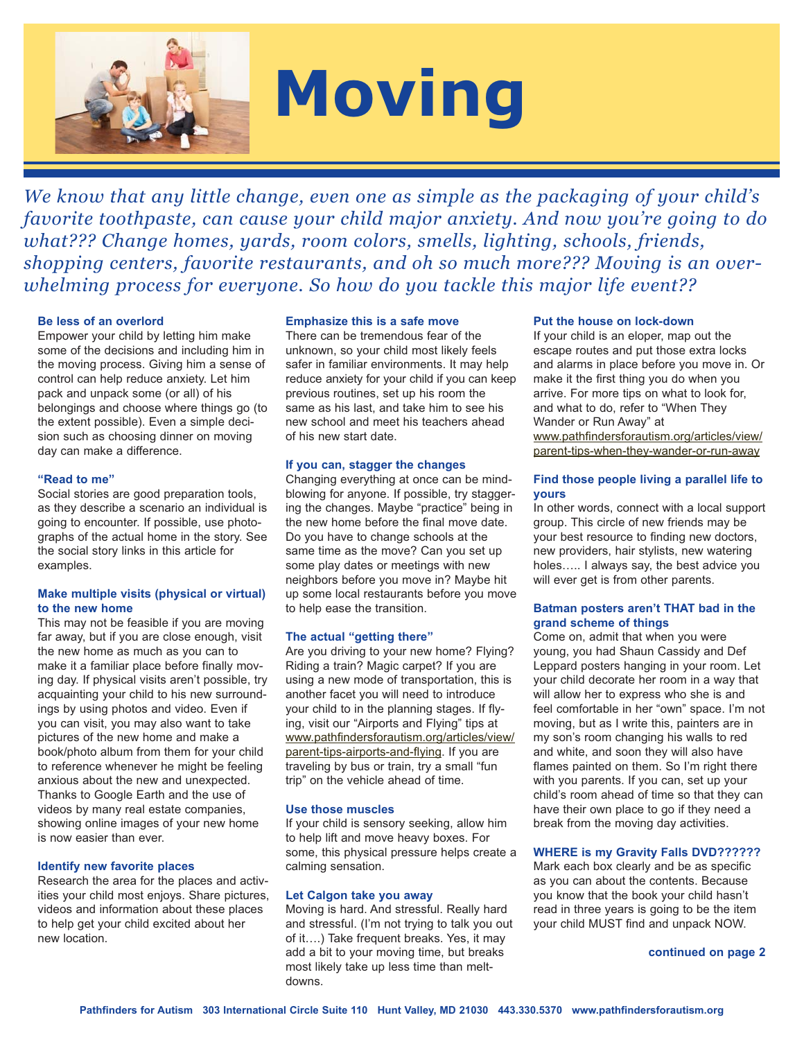# Moving

*We know that any little change, even one as simple as the packaging of your child's favorite toothpaste, can cause your child major anxiety. And now you're going to do what??? Change homes, yards, room colors, smells, lighting, schools, friends, shopping centers, favorite restaurants, and oh so much more??? Moving is an overwhelming process for everyone. So how do you tackle this major life event??*

### Be less of an overlord

Empower your child by letting him make some of the decisions and including him in the moving process. Giving him a sense of control can help reduce anxiety. Let him pack and unpack some (or all) of his belongings and choose where things go (to the extent possible). Even a simple decision such as choosing dinner on moving day can make a difference.

### "Read to me"

Social stories are good preparation tools, as they describe a scenario an individual is going to encounter. If possible, use photographs of the actual home in the story. See the social story links in this article for examples.

### Make multiple visits (physical or virtual) to the new home

This may not be feasible if you are moving far away, but if you are close enough, visit the new home as much as you can to make it a familiar place before finally moving day. If physical visits aren't possible, try acquainting your child to his new surroundings by using photos and video. Even if you can visit, you may also want to take pictures of the new home and make a book/photo album from them for your child to reference whenever he might be feeling anxious about the new and unexpected. Thanks to Google Earth and the use of videos by many real estate companies, showing online images of your new home is now easier than ever.

### Identify new favorite places

Research the area for the places and activities your child most enjoys. Share pictures, videos and information about these places to help get your child excited about her new location.

### Emphasize this is a safe move

There can be tremendous fear of the unknown, so your child most likely feels safer in familiar environments. It may help reduce anxiety for your child if you can keep previous routines, set up his room the same as his last, and take him to see his new school and meet his teachers ahead of his new start date.

### If you can, stagger the changes

Changing everything at once can be mind-blowing for anyone. If possible, try staggering the changes. Maybe "practice" being in the new home before the final move date. Do you have to change schools at the same time as the move? Can you set up some play dates or meetings with new neighbors before you move in? Maybe hit up some local restaurants before you move to help ease the transition.

### The actual "getting there"

Are you driving to your new home? Flying? Riding a train? Magic carpet? If you are using a new mode of transportation, this is another facet you will need to introduce your child to in the planning stages. If flying, visit our "Airports and Flying" tips at www.pathfindersforautism.org/articles/view/parent-tips-airports-and-flying. If you are traveling by bus or train, try a small "fun trip" on the vehicle ahead of time.

### Use those muscles

If your child is sensory seeking, allow him to help lift and move heavy boxes. For some, this physical pressure helps create a calming sensation.

### Let Calgon take you away

Moving is hard. And stressful. Really hard and stressful. (I'm not trying to talk you out of it….) Take frequent breaks. Yes, it may add a bit to your moving time, but breaks most likely take up less time than meltdowns.

### Put the house on lock-down

If your child is an eloper, map out the escape routes and put those extra locks and alarms in place before you move in. Or make it the first thing you do when you arrive. For more tips on what to look for, and what to do, refer to "When They Wander or Run Away" at www.pathfindersforautism.org/articles/view/parent-tips-when-they-wander-or-run-away

### Find those people living a parallel life to yours

In other words, connect with a local support group. This circle of new friends may be your best resource to finding new doctors, new providers, hair stylists, new watering holes….. I always say, the best advice you will ever get is from other parents.

### Batman posters aren't THAT bad in the grand scheme of things

Come on, admit that when you were young, you had Shaun Cassidy and Def Leppard posters hanging in your room. Let your child decorate her room in a way that will allow her to express who she is and feel comfortable in her "own" space. I'm not moving, but as I write this, painters are in my son's room changing his walls to red and white, and soon they will also have flames painted on them. So I'm right there with you parents. If you can, set up your child's room ahead of time so that they can have their own place to go if they need a break from the moving day activities.

### WHERE is my Gravity Falls DVD??????

Mark each box clearly and be as specific as you can about the contents. Because you know that the book your child hasn't read in three years is going to be the item your child MUST find and unpack NOW.

**continued on page 2**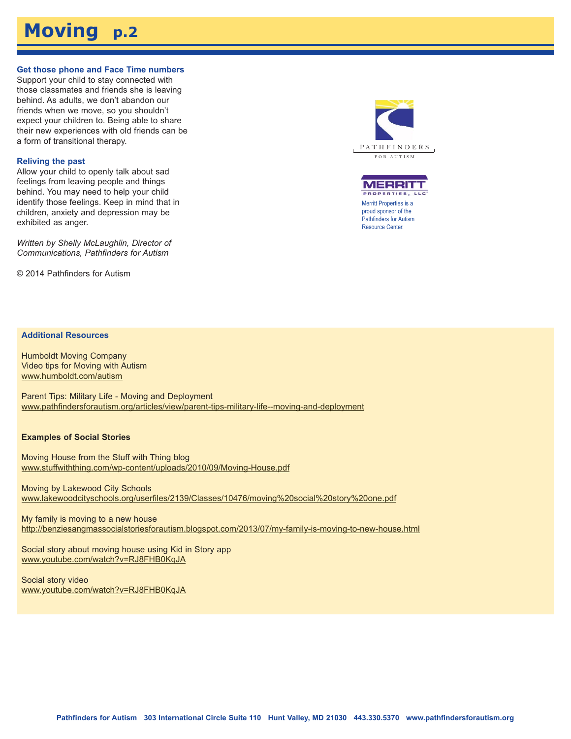# Moving p.2

### Get those phone and Face Time numbers

Support your child to stay connected with those classmates and friends she is leaving behind. As adults, we don't abandon our friends when we move, so you shouldn't expect your children to. Being able to share their new experiences with old friends can be a form of transitional therapy.

### Reliving the past

Allow your child to openly talk about sad feelings from leaving people and things behind. You may need to help your child identify those feelings. Keep in mind that in children, anxiety and depression may be exhibited as anger.

*Written by Shelly McLaughlin, Director of Communications, Pathfinders for Autism*

© 2014 Pathfinders for Autism

PATHFINDERS FOR AUTISM

MERRITT PROPERTIES, LLC

Merritt Properties is a proud sponsor of the Pathfinders for Autism Resource Center.

### Additional Resources

Humboldt Moving Company
Video tips for Moving with Autism
www.humboldt.com/autism

Parent Tips: Military Life - Moving and Deployment
www.pathfindersforautism.org/articles/view/parent-tips-military-life--moving-and-deployment

**Examples of Social Stories**

Moving House from the Stuff with Thing blog
www.stuffwiththing.com/wp-content/uploads/2010/09/Moving-House.pdf

Moving by Lakewood City Schools
www.lakewoodcityschools.org/userfiles/2139/Classes/10476/moving%20social%20story%20one.pdf

My family is moving to a new house
http://benziesangmassocialstoriesforautism.blogspot.com/2013/07/my-family-is-moving-to-new-house.html

Social story about moving house using Kid in Story app
www.youtube.com/watch?v=RJ8FHB0KqJA

Social story video
www.youtube.com/watch?v=RJ8FHB0KqJA

Pathfinders for Autism 303 International Circle Suite 110 Hunt Valley, MD 21030 443.330.5370 www.pathfindersforautism.org